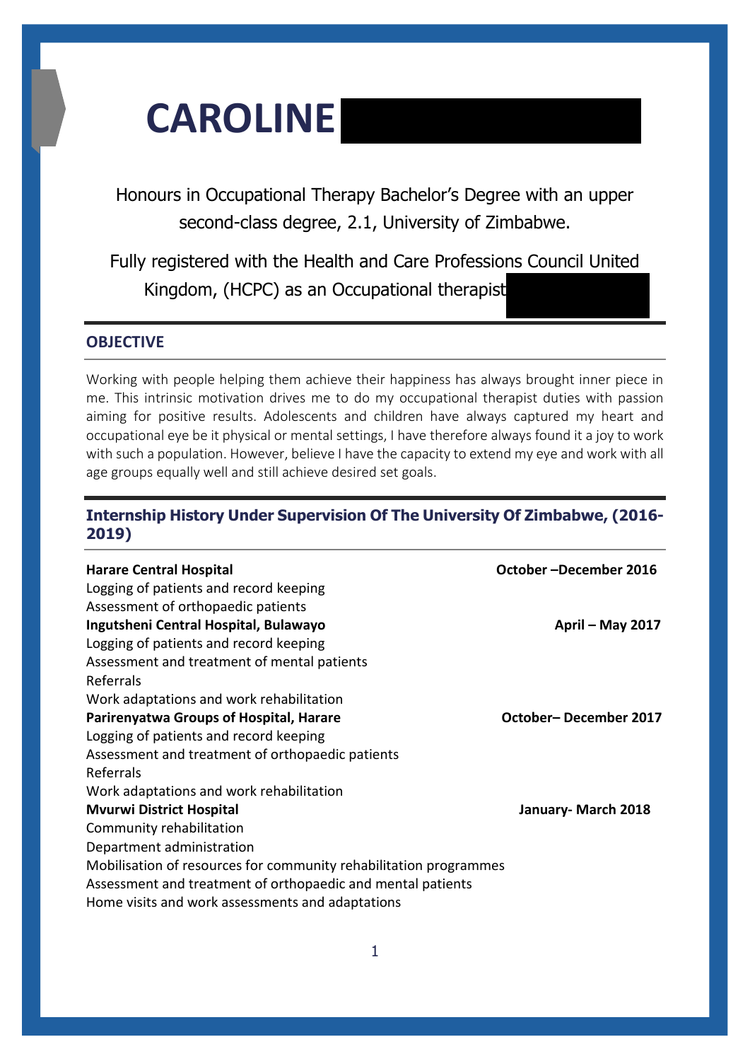# CAROLINE

Honours in Occupational Therapy Bachelor's Degree with an upper second-class degree, 2.1, University of Zimbabwe.

Fully registered with the Health and Care Professions Council United Kingdom, (HCPC) as an Occupational therapist

## OBJECTIVE

Working with people helping them achieve their happiness has always brought inner piece in me. This intrinsic motivation drives me to do my occupational therapist duties with passion aiming for positive results. Adolescents and children have always captured my heart and occupational eye be it physical or mental settings, I have therefore always found it a joy to work with such a population. However, believe I have the capacity to extend my eye and work with all age groups equally well and still achieve desired set goals.

## Internship History Under Supervision Of The University Of Zimbabwe, (2016-2019)

**Harare Central Hospital** — **October –December 2016**

Logging of patients and record keeping
Assessment of orthopaedic patients

**Ingutsheni Central Hospital, Bulawayo** — **April – May 2017**

Logging of patients and record keeping
Assessment and treatment of mental patients
Referrals
Work adaptations and work rehabilitation

**Parirenyatwa Groups of Hospital, Harare** — **October– December 2017**

Logging of patients and record keeping
Assessment and treatment of orthopaedic patients
Referrals
Work adaptations and work rehabilitation

**Mvurwi District Hospital** — **January- March 2018**

Community rehabilitation
Department administration
Mobilisation of resources for community rehabilitation programmes
Assessment and treatment of orthopaedic and mental patients
Home visits and work assessments and adaptations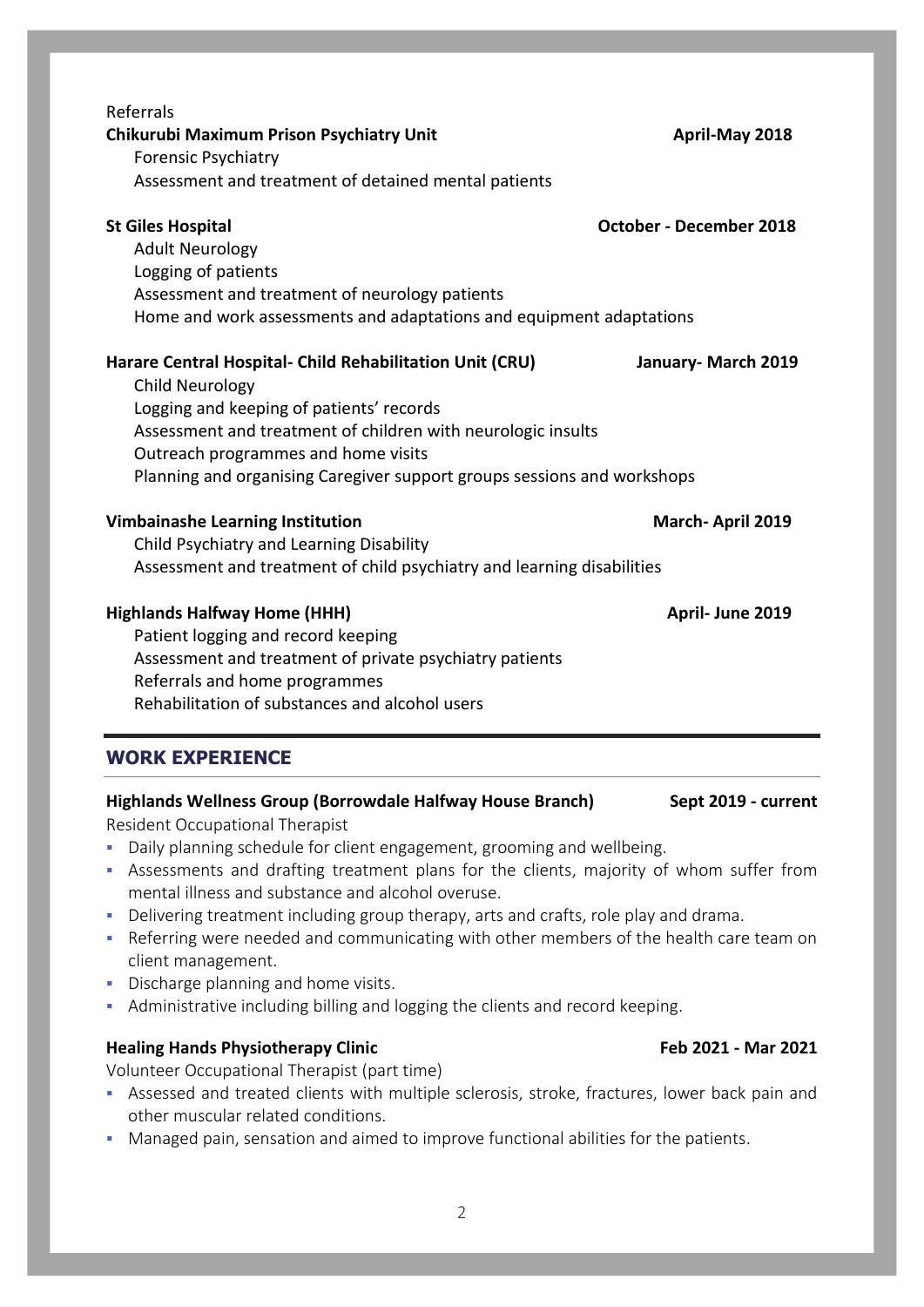Referrals

**Chikurubi Maximum Prison Psychiatry Unit** **April-May 2018**

Forensic Psychiatry
Assessment and treatment of detained mental patients

**St Giles Hospital** **October - December 2018**

Adult Neurology
Logging of patients
Assessment and treatment of neurology patients
Home and work assessments and adaptations and equipment adaptations

**Harare Central Hospital- Child Rehabilitation Unit (CRU)** **January- March 2019**

Child Neurology
Logging and keeping of patients' records
Assessment and treatment of children with neurologic insults
Outreach programmes and home visits
Planning and organising Caregiver support groups sessions and workshops

**Vimbainashe Learning Institution** **March- April 2019**

Child Psychiatry and Learning Disability
Assessment and treatment of child psychiatry and learning disabilities

**Highlands Halfway Home (HHH)** **April- June 2019**

Patient logging and record keeping
Assessment and treatment of private psychiatry patients
Referrals and home programmes
Rehabilitation of substances and alcohol users

## WORK EXPERIENCE

**Highlands Wellness Group (Borrowdale Halfway House Branch)** **Sept 2019 - current**

Resident Occupational Therapist

- Daily planning schedule for client engagement, grooming and wellbeing.
- Assessments and drafting treatment plans for the clients, majority of whom suffer from mental illness and substance and alcohol overuse.
- Delivering treatment including group therapy, arts and crafts, role play and drama.
- Referring were needed and communicating with other members of the health care team on client management.
- Discharge planning and home visits.
- Administrative including billing and logging the clients and record keeping.

**Healing Hands Physiotherapy Clinic** **Feb 2021 - Mar 2021**

Volunteer Occupational Therapist (part time)

- Assessed and treated clients with multiple sclerosis, stroke, fractures, lower back pain and other muscular related conditions.
- Managed pain, sensation and aimed to improve functional abilities for the patients.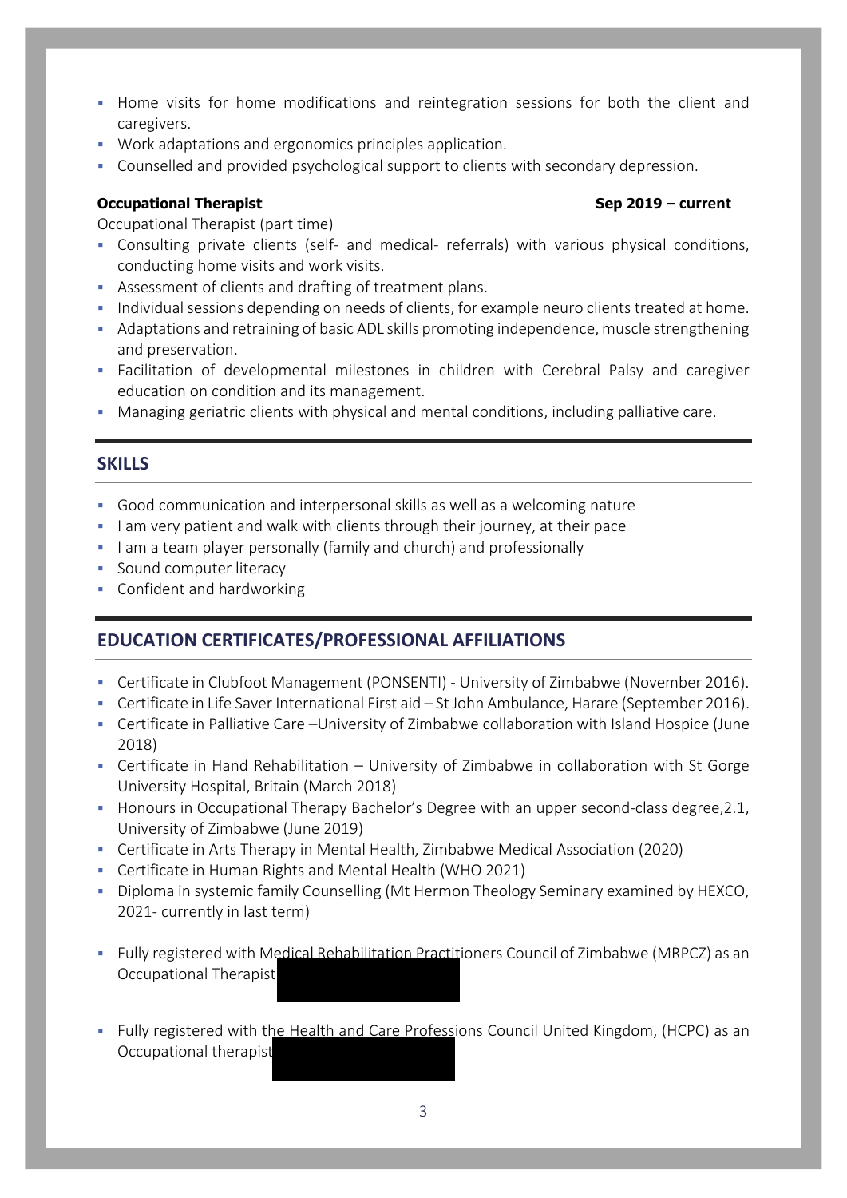- Home visits for home modifications and reintegration sessions for both the client and caregivers.
- Work adaptations and ergonomics principles application.
- Counselled and provided psychological support to clients with secondary depression.

**Occupational Therapist** **Sep 2019 – current**

Occupational Therapist (part time)

- Consulting private clients (self- and medical- referrals) with various physical conditions, conducting home visits and work visits.
- Assessment of clients and drafting of treatment plans.
- Individual sessions depending on needs of clients, for example neuro clients treated at home.
- Adaptations and retraining of basic ADL skills promoting independence, muscle strengthening and preservation.
- Facilitation of developmental milestones in children with Cerebral Palsy and caregiver education on condition and its management.
- Managing geriatric clients with physical and mental conditions, including palliative care.

## SKILLS

- Good communication and interpersonal skills as well as a welcoming nature
- I am very patient and walk with clients through their journey, at their pace
- I am a team player personally (family and church) and professionally
- Sound computer literacy
- Confident and hardworking

## EDUCATION CERTIFICATES/PROFESSIONAL AFFILIATIONS

- Certificate in Clubfoot Management (PONSENTI) - University of Zimbabwe (November 2016).
- Certificate in Life Saver International First aid – St John Ambulance, Harare (September 2016).
- Certificate in Palliative Care –University of Zimbabwe collaboration with Island Hospice (June 2018)
- Certificate in Hand Rehabilitation – University of Zimbabwe in collaboration with St Gorge University Hospital, Britain (March 2018)
- Honours in Occupational Therapy Bachelor's Degree with an upper second-class degree,2.1, University of Zimbabwe (June 2019)
- Certificate in Arts Therapy in Mental Health, Zimbabwe Medical Association (2020)
- Certificate in Human Rights and Mental Health (WHO 2021)
- Diploma in systemic family Counselling (Mt Hermon Theology Seminary examined by HEXCO, 2021- currently in last term)

- Fully registered with Medical Rehabilitation Practitioners Council of Zimbabwe (MRPCZ) as an Occupational Therapist

- Fully registered with the Health and Care Professions Council United Kingdom, (HCPC) as an Occupational therapist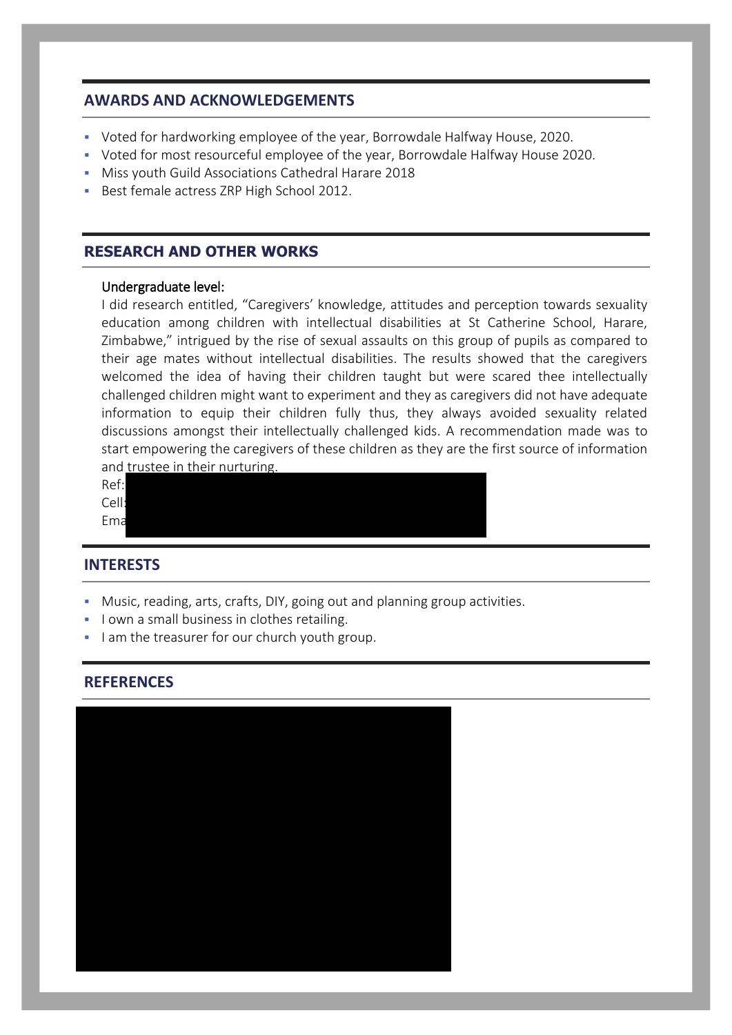## AWARDS AND ACKNOWLEDGEMENTS

- Voted for hardworking employee of the year, Borrowdale Halfway House, 2020.
- Voted for most resourceful employee of the year, Borrowdale Halfway House 2020.
- Miss youth Guild Associations Cathedral Harare 2018
- Best female actress ZRP High School 2012.

## RESEARCH AND OTHER WORKS

Undergraduate level:

I did research entitled, "Caregivers' knowledge, attitudes and perception towards sexuality education among children with intellectual disabilities at St Catherine School, Harare, Zimbabwe," intrigued by the rise of sexual assaults on this group of pupils as compared to their age mates without intellectual disabilities. The results showed that the caregivers welcomed the idea of having their children taught but were scared thee intellectually challenged children might want to experiment and they as caregivers did not have adequate information to equip their children fully thus, they always avoided sexuality related discussions amongst their intellectually challenged kids. A recommendation made was to start empowering the caregivers of these children as they are the first source of information and trustee in their nurturing.

Ref:

Cell:

Ema

## INTERESTS

- Music, reading, arts, crafts, DIY, going out and planning group activities.
- I own a small business in clothes retailing.
- I am the treasurer for our church youth group.

## REFERENCES